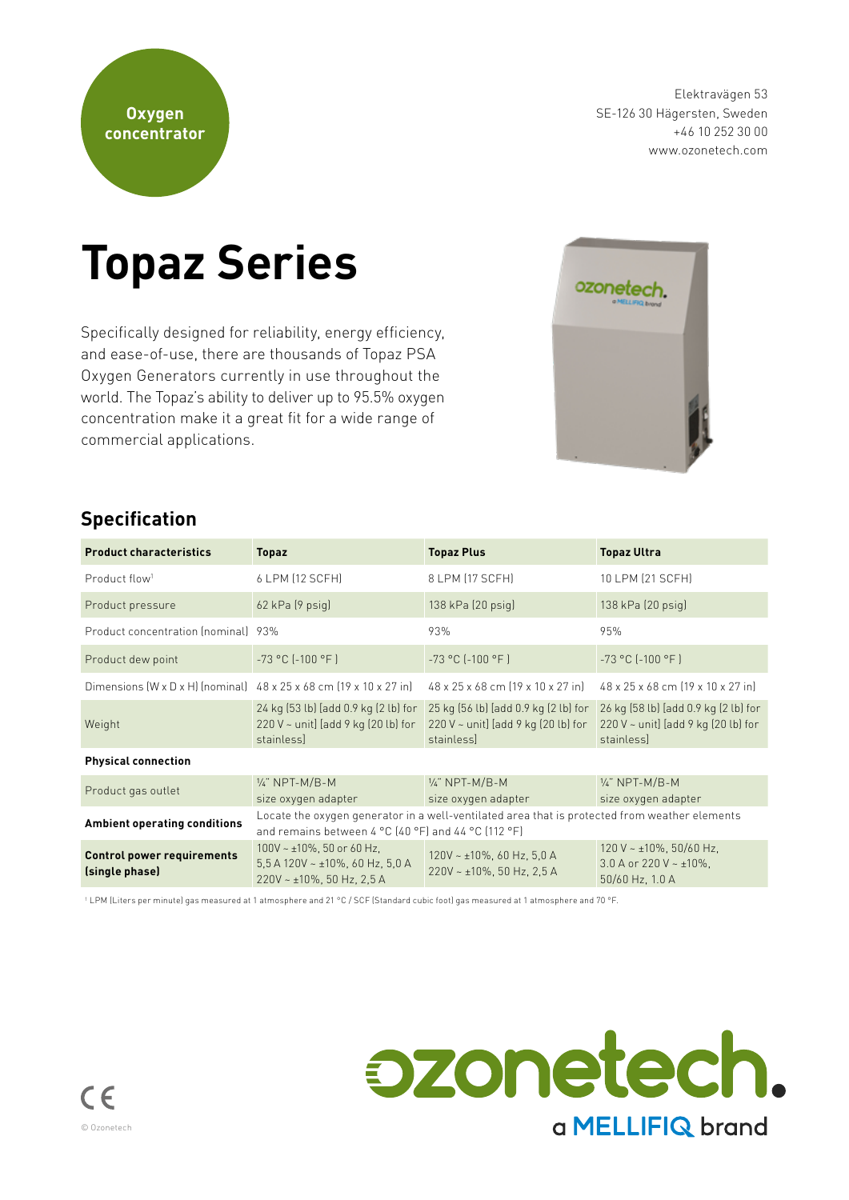**Oxygen concentrator**

Elektravägen 53
SE-126 30 Hägersten, Sweden
+46 10 252 30 00
www.ozonetech.com

# Topaz Series

Specifically designed for reliability, energy efficiency, and ease-of-use, there are thousands of Topaz PSA Oxygen Generators currently in use throughout the world. The Topaz's ability to deliver up to 95.5% oxygen concentration make it a great fit for a wide range of commercial applications.

## Specification

| Product characteristics | Topaz | Topaz Plus | Topaz Ultra |
|---|---|---|---|
| Product flow[1] | 6 LPM (12 SCFH) | 8 LPM (17 SCFH) | 10 LPM (21 SCFH) |
| Product pressure | 62 kPa (9 psig) | 138 kPa (20 psig) | 138 kPa (20 psig) |
| Product concentration (nominal) | 93% | 93% | 95% |
| Product dew point | -73 °C (-100 °F ) | -73 °C (-100 °F ) | -73 °C (-100 °F ) |
| Dimensions (W x D x H) (nominal) | 48 x 25 x 68 cm (19 x 10 x 27 in) | 48 x 25 x 68 cm (19 x 10 x 27 in) | 48 x 25 x 68 cm (19 x 10 x 27 in) |
| Weight | 24 kg (53 lb) [add 0.9 kg (2 lb) for 220 V ~ unit] [add 9 kg (20 lb) for stainless] | 25 kg (56 lb) [add 0.9 kg (2 lb) for 220 V ~ unit] [add 9 kg (20 lb) for stainless] | 26 kg (58 lb) [add 0.9 kg (2 lb) for 220 V ~ unit] [add 9 kg (20 lb) for stainless] |
| **Physical connection** | | | |
| Product gas outlet | ¼" NPT-M/B-M size oxygen adapter | ¼" NPT-M/B-M size oxygen adapter | ¼" NPT-M/B-M size oxygen adapter |
| **Ambient operating conditions** | Locate the oxygen generator in a well-ventilated area that is protected from weather elements and remains between 4 °C (40 °F) and 44 °C (112 °F) | | |
| **Control power requirements (single phase)** | 100V ~ ±10%, 50 or 60 Hz, 5,5 A 120V ~ ±10%, 60 Hz, 5,0 A 220V ~ ±10%, 50 Hz, 2,5 A | 120V ~ ±10%, 60 Hz, 5,0 A 220V ~ ±10%, 50 Hz, 2,5 A | 120 V ~ ±10%, 50/60 Hz, 3.0 A or 220 V ~ ±10%, 50/60 Hz, 1.0 A |

[1] LPM (Liters per minute) gas measured at 1 atmosphere and 21 °C / SCF (Standard cubic foot) gas measured at 1 atmosphere and 70 °F.

CE

© Ozonetech

ozonetech. a MELLIFIQ brand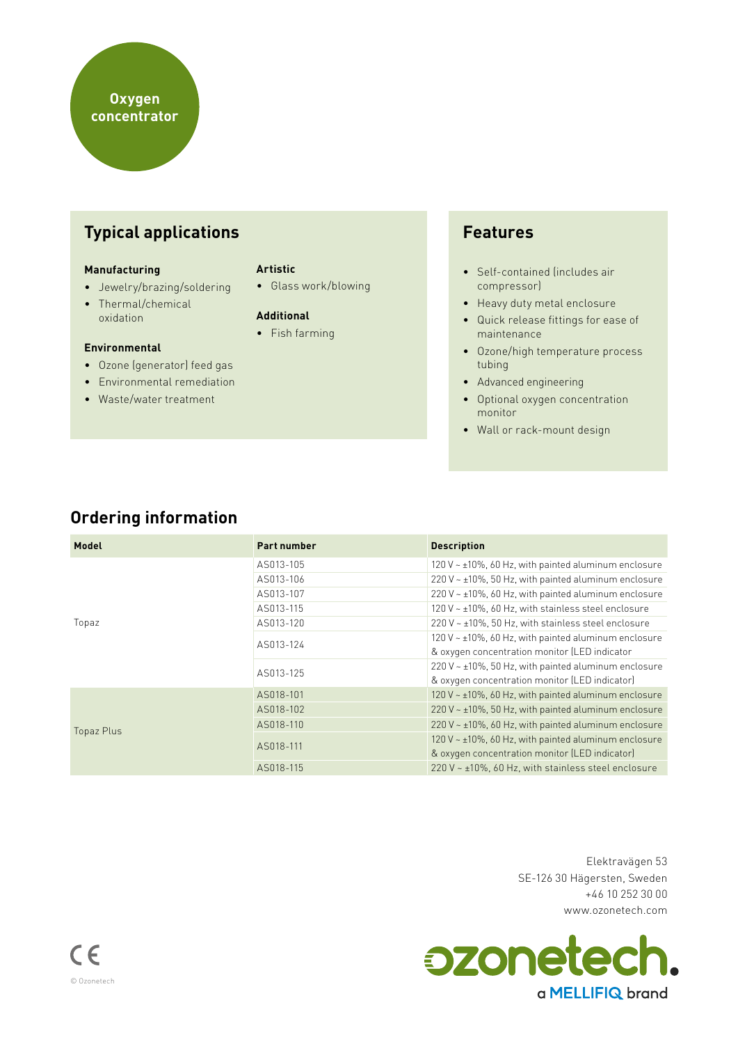Oxygen concentrator

## Typical applications

**Manufacturing**
- Jewelry/brazing/soldering
- Thermal/chemical oxidation

**Environmental**
- Ozone (generator) feed gas
- Environmental remediation
- Waste/water treatment

**Artistic**
- Glass work/blowing

**Additional**
- Fish farming

## Features

- Self-contained (includes air compressor)
- Heavy duty metal enclosure
- Quick release fittings for ease of maintenance
- Ozone/high temperature process tubing
- Advanced engineering
- Optional oxygen concentration monitor
- Wall or rack-mount design

## Ordering information

| Model | Part number | Description |
|---|---|---|
| Topaz | AS013-105 | 120 V ~ ±10%, 60 Hz, with painted aluminum enclosure |
| | AS013-106 | 220 V ~ ±10%, 50 Hz, with painted aluminum enclosure |
| | AS013-107 | 220 V ~ ±10%, 60 Hz, with painted aluminum enclosure |
| | AS013-115 | 120 V ~ ±10%, 60 Hz, with stainless steel enclosure |
| | AS013-120 | 220 V ~ ±10%, 50 Hz, with stainless steel enclosure |
| | AS013-124 | 120 V ~ ±10%, 60 Hz, with painted aluminum enclosure & oxygen concentration monitor (LED indicator |
| | AS013-125 | 220 V ~ ±10%, 50 Hz, with painted aluminum enclosure & oxygen concentration monitor (LED indicator) |
| Topaz Plus | AS018-101 | 120 V ~ ±10%, 60 Hz, with painted aluminum enclosure |
| | AS018-102 | 220 V ~ ±10%, 50 Hz, with painted aluminum enclosure |
| | AS018-110 | 220 V ~ ±10%, 60 Hz, with painted aluminum enclosure |
| | AS018-111 | 120 V ~ ±10%, 60 Hz, with painted aluminum enclosure & oxygen concentration monitor (LED indicator) |
| | AS018-115 | 220 V ~ ±10%, 60 Hz, with stainless steel enclosure |

Elektravägen 53
SE-126 30 Hägersten, Sweden
+46 10 252 30 00
www.ozonetech.com

ozonetech.
a MELLIFIQ brand

CE

© Ozonetech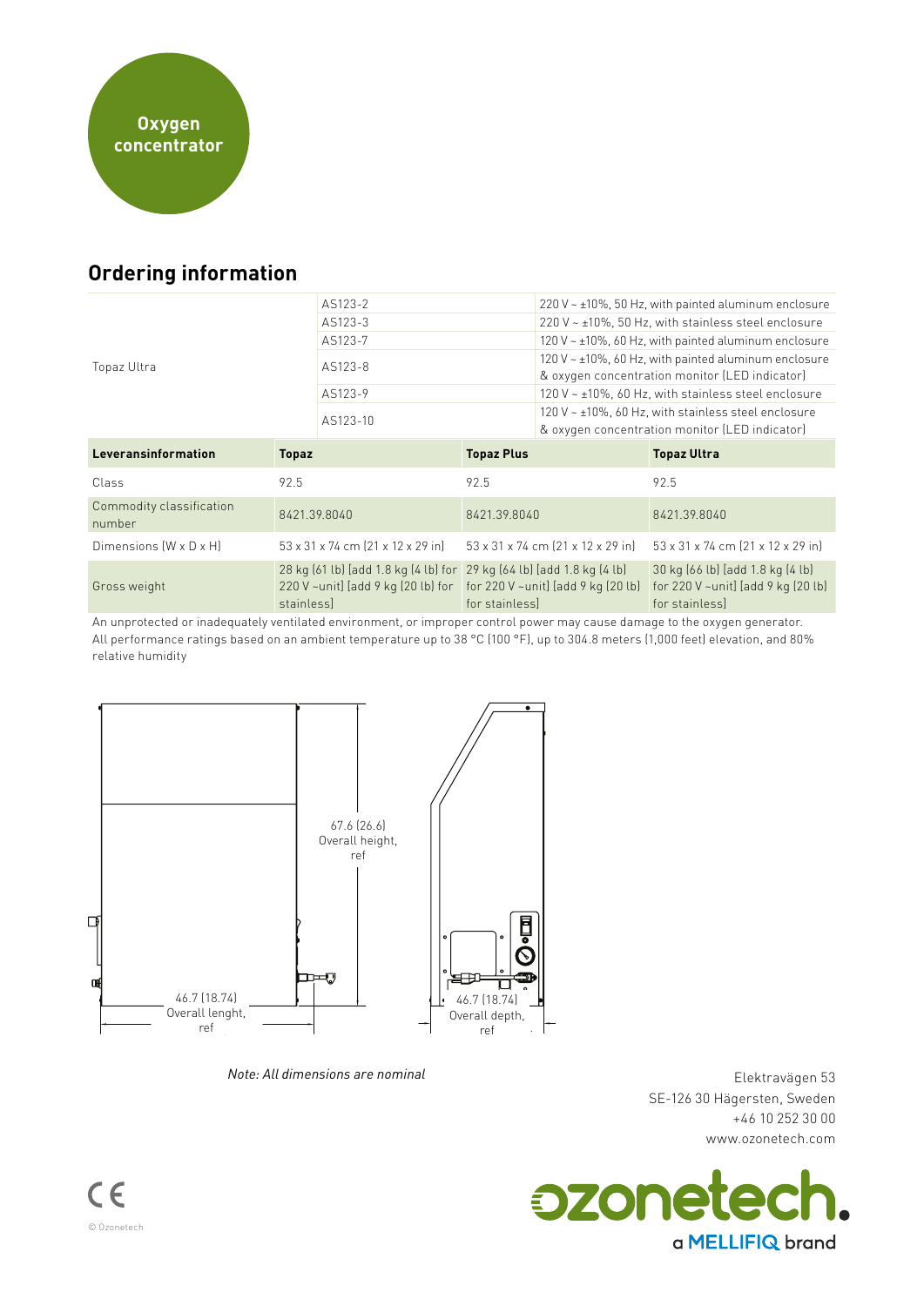Oxygen concentrator

## Ordering information

| | | |
|---|---|---|
| Topaz Ultra | AS123-2 | 220 V ~ ±10%, 50 Hz, with painted aluminum enclosure |
| | AS123-3 | 220 V ~ ±10%, 50 Hz, with stainless steel enclosure |
| | AS123-7 | 120 V ~ ±10%, 60 Hz, with painted aluminum enclosure |
| | AS123-8 | 120 V ~ ±10%, 60 Hz, with painted aluminum enclosure & oxygen concentration monitor (LED indicator) |
| | AS123-9 | 120 V ~ ±10%, 60 Hz, with stainless steel enclosure |
| | AS123-10 | 120 V ~ ±10%, 60 Hz, with stainless steel enclosure & oxygen concentration monitor (LED indicator) |

| Leveransinformation | Topaz | Topaz Plus | Topaz Ultra |
|---|---|---|---|
| Class | 92.5 | 92.5 | 92.5 |
| Commodity classification number | 8421.39.8040 | 8421.39.8040 | 8421.39.8040 |
| Dimensions (W x D x H) | 53 x 31 x 74 cm (21 x 12 x 29 in) | 53 x 31 x 74 cm (21 x 12 x 29 in) | 53 x 31 x 74 cm (21 x 12 x 29 in) |
| Gross weight | 28 kg (61 lb) [add 1.8 kg (4 lb) for 220 V ~unit] [add 9 kg (20 lb) for stainless] | 29 kg (64 lb) [add 1.8 kg (4 lb) for 220 V ~unit] [add 9 kg (20 lb) for stainless] | 30 kg (66 lb) [add 1.8 kg (4 lb) for 220 V ~unit] [add 9 kg (20 lb) for stainless] |

An unprotected or inadequately ventilated environment, or improper control power may cause damage to the oxygen generator.
All performance ratings based on an ambient temperature up to 38 °C (100 °F), up to 304.8 meters (1,000 feet) elevation, and 80% relative humidity

67.6 (26.6)
Overall height,
ref

46.7 (18.74)
Overall lenght,
ref

46.7 (18.74)
Overall depth,
ref

*Note: All dimensions are nominal*

Elektravägen 53
SE-126 30 Hägersten, Sweden
+46 10 252 30 00
www.ozonetech.com

ozonetech.
a MELLIFIQ brand

© Ozonetech